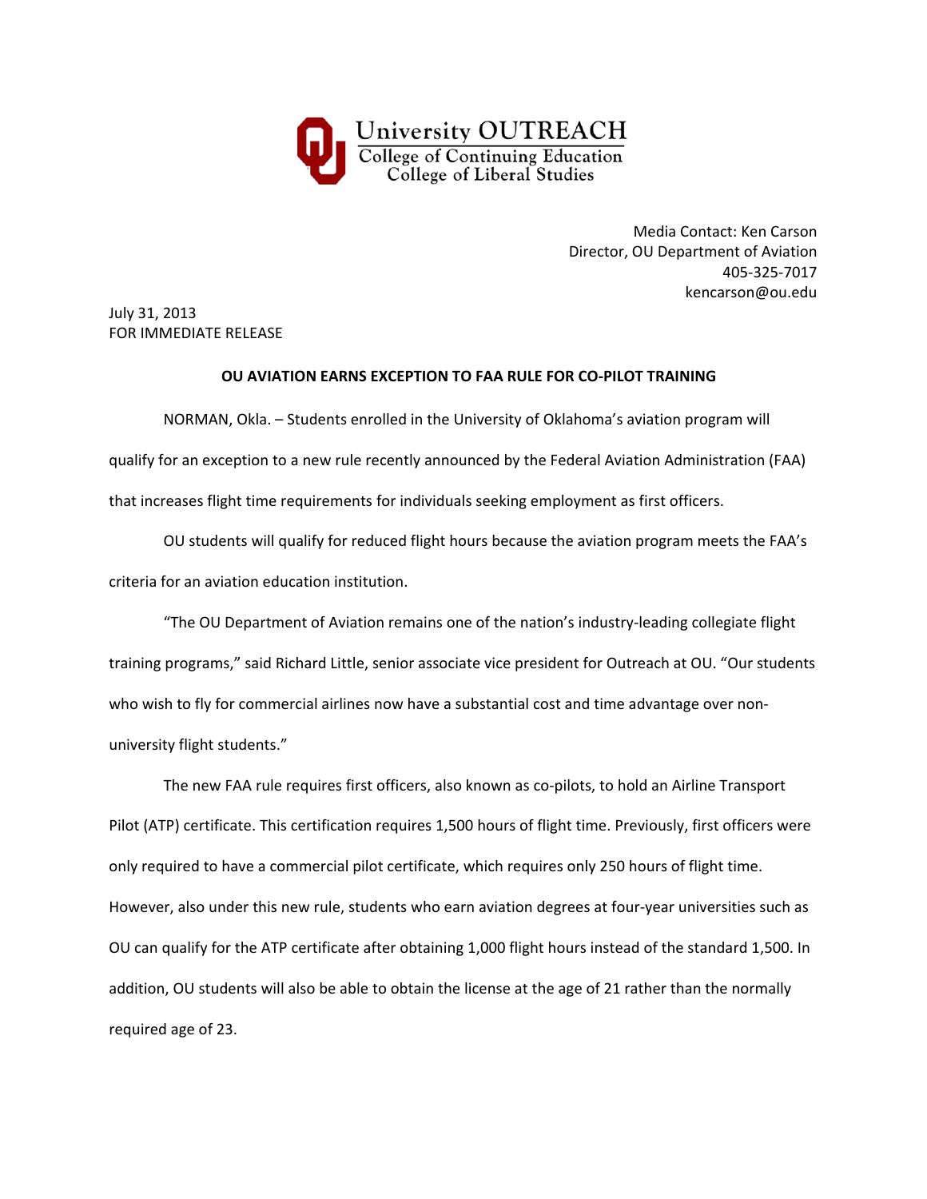University OUTREACH
College of Continuing Education
College of Liberal Studies

Media Contact: Ken Carson
Director, OU Department of Aviation
405-325-7017
kencarson@ou.edu

July 31, 2013
FOR IMMEDIATE RELEASE

**OU AVIATION EARNS EXCEPTION TO FAA RULE FOR CO-PILOT TRAINING**

NORMAN, Okla. – Students enrolled in the University of Oklahoma's aviation program will qualify for an exception to a new rule recently announced by the Federal Aviation Administration (FAA) that increases flight time requirements for individuals seeking employment as first officers.

OU students will qualify for reduced flight hours because the aviation program meets the FAA's criteria for an aviation education institution.

"The OU Department of Aviation remains one of the nation's industry-leading collegiate flight training programs," said Richard Little, senior associate vice president for Outreach at OU. "Our students who wish to fly for commercial airlines now have a substantial cost and time advantage over non-university flight students."

The new FAA rule requires first officers, also known as co-pilots, to hold an Airline Transport Pilot (ATP) certificate. This certification requires 1,500 hours of flight time. Previously, first officers were only required to have a commercial pilot certificate, which requires only 250 hours of flight time. However, also under this new rule, students who earn aviation degrees at four-year universities such as OU can qualify for the ATP certificate after obtaining 1,000 flight hours instead of the standard 1,500. In addition, OU students will also be able to obtain the license at the age of 21 rather than the normally required age of 23.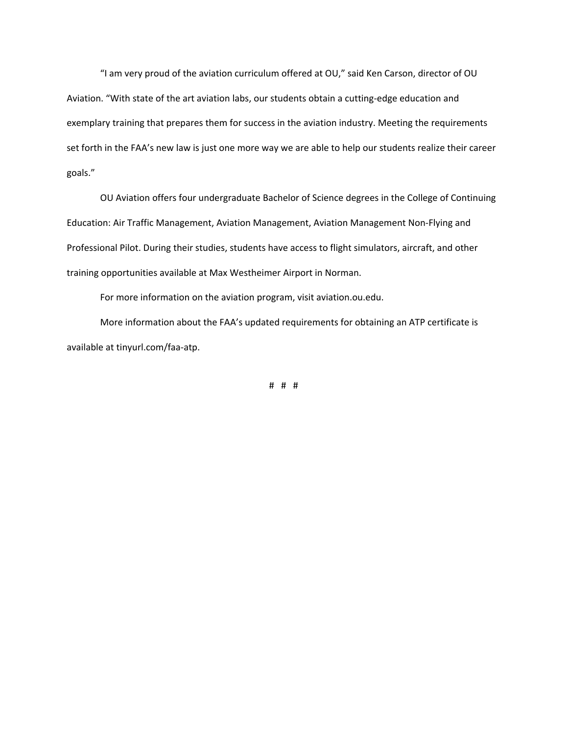"I am very proud of the aviation curriculum offered at OU," said Ken Carson, director of OU Aviation. "With state of the art aviation labs, our students obtain a cutting-edge education and exemplary training that prepares them for success in the aviation industry. Meeting the requirements set forth in the FAA's new law is just one more way we are able to help our students realize their career goals."

OU Aviation offers four undergraduate Bachelor of Science degrees in the College of Continuing Education: Air Traffic Management, Aviation Management, Aviation Management Non-Flying and Professional Pilot. During their studies, students have access to flight simulators, aircraft, and other training opportunities available at Max Westheimer Airport in Norman.

For more information on the aviation program, visit aviation.ou.edu.

More information about the FAA's updated requirements for obtaining an ATP certificate is available at tinyurl.com/faa-atp.

# # #